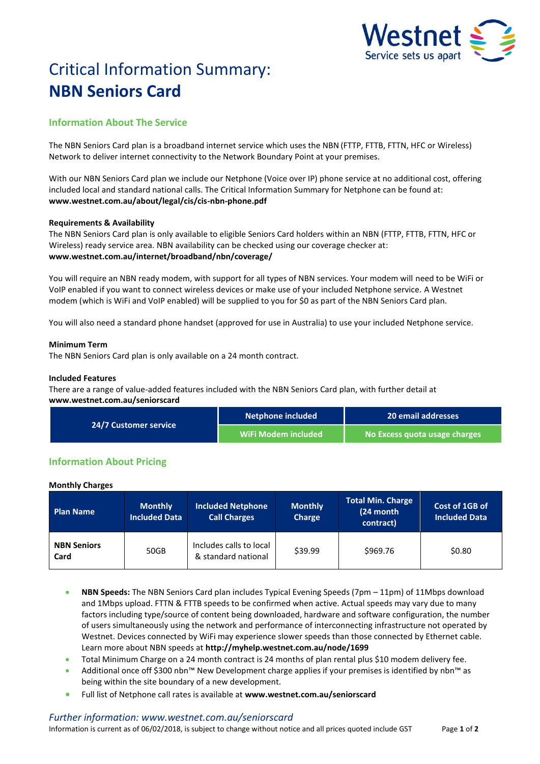# Critical Information Summary: **NBN Seniors Card**

## Information About The Service

The NBN Seniors Card plan is a broadband internet service which uses the NBN (FTTP, FTTB, FTTN, HFC or Wireless) Network to deliver internet connectivity to the Network Boundary Point at your premises.

With our NBN Seniors Card plan we include our Netphone (Voice over IP) phone service at no additional cost, offering included local and standard national calls. The Critical Information Summary for Netphone can be found at: **www.westnet.com.au/about/legal/cis/cis-nbn-phone.pdf**

**Requirements & Availability**

The NBN Seniors Card plan is only available to eligible Seniors Card holders within an NBN (FTTP, FTTB, FTTN, HFC or Wireless) ready service area. NBN availability can be checked using our coverage checker at: **www.westnet.com.au/internet/broadband/nbn/coverage/**

You will require an NBN ready modem, with support for all types of NBN services. Your modem will need to be WiFi or VoIP enabled if you want to connect wireless devices or make use of your included Netphone service. A Westnet modem (which is WiFi and VoIP enabled) will be supplied to you for $0 as part of the NBN Seniors Card plan.

You will also need a standard phone handset (approved for use in Australia) to use your included Netphone service.

**Minimum Term**

The NBN Seniors Card plan is only available on a 24 month contract.

**Included Features**

There are a range of value-added features included with the NBN Seniors Card plan, with further detail at **www.westnet.com.au/seniorscard**

| 24/7 Customer service | Netphone included | 20 email addresses |
|---|---|---|
| | WiFi Modem included | No Excess quota usage charges |

## Information About Pricing

**Monthly Charges**

| Plan Name | Monthly Included Data | Included Netphone Call Charges | Monthly Charge | Total Min. Charge (24 month contract) | Cost of 1GB of Included Data |
|---|---|---|---|---|---|
| **NBN Seniors Card** | 50GB | Includes calls to local & standard national | $39.99 | $969.76 | $0.80 |

- **NBN Speeds:** The NBN Seniors Card plan includes Typical Evening Speeds (7pm – 11pm) of 11Mbps download and 1Mbps upload. FTTN & FTTB speeds to be confirmed when active. Actual speeds may vary due to many factors including type/source of content being downloaded, hardware and software configuration, the number of users simultaneously using the network and performance of interconnecting infrastructure not operated by Westnet. Devices connected by WiFi may experience slower speeds than those connected by Ethernet cable. Learn more about NBN speeds at **http://myhelp.westnet.com.au/node/1699**
- Total Minimum Charge on a 24 month contract is 24 months of plan rental plus $10 modem delivery fee.
- Additional once off $300 nbn™ New Development charge applies if your premises is identified by nbn™ as being within the site boundary of a new development.
- Full list of Netphone call rates is available at **www.westnet.com.au/seniorscard**

*Further information: www.westnet.com.au/seniorscard*

Information is current as of 06/02/2018, is subject to change without notice and all prices quoted include GST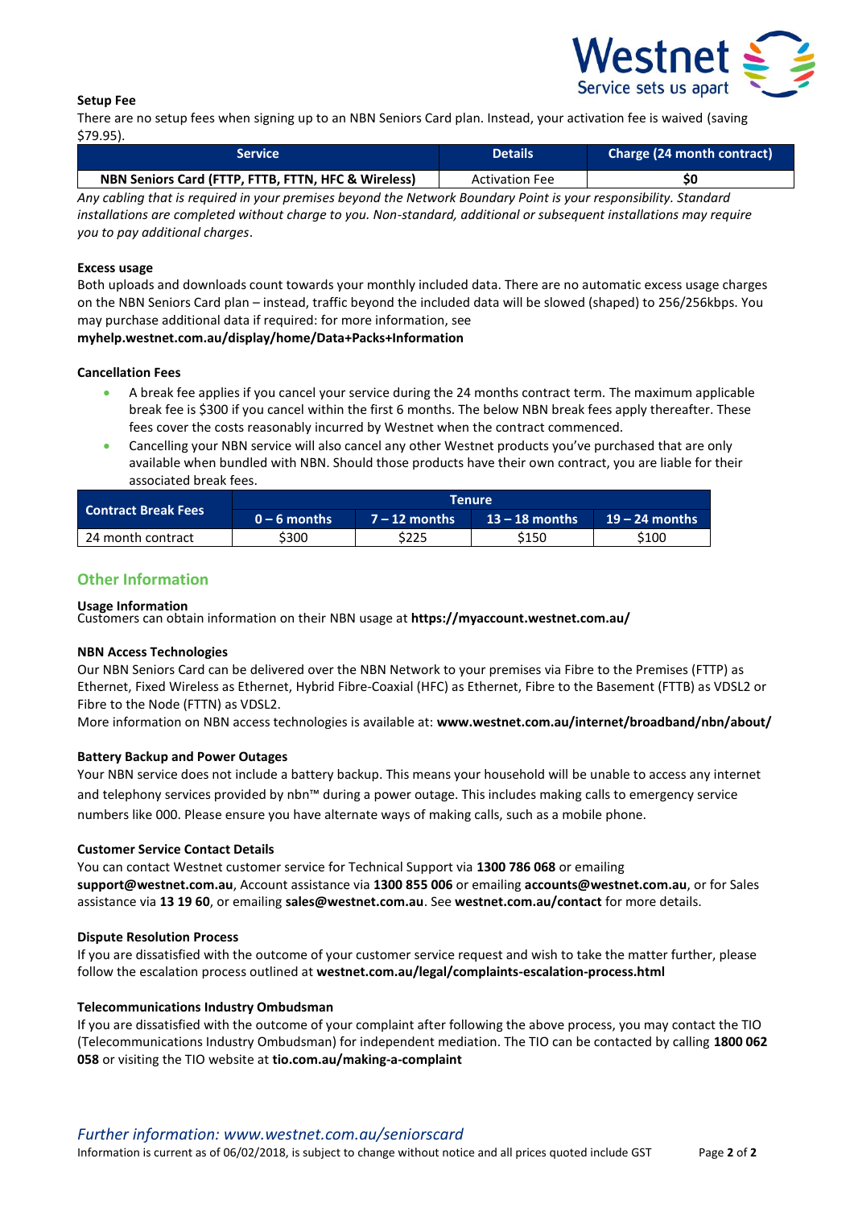**Setup Fee**

There are no setup fees when signing up to an NBN Seniors Card plan. Instead, your activation fee is waived (saving $79.95).

| Service | Details | Charge (24 month contract) |
| --- | --- | --- |
| **NBN Seniors Card (FTTP, FTTB, FTTN, HFC & Wireless)** | Activation Fee | **$0** |

*Any cabling that is required in your premises beyond the Network Boundary Point is your responsibility. Standard installations are completed without charge to you. Non-standard, additional or subsequent installations may require you to pay additional charges.*

**Excess usage**

Both uploads and downloads count towards your monthly included data. There are no automatic excess usage charges on the NBN Seniors Card plan – instead, traffic beyond the included data will be slowed (shaped) to 256/256kbps. You may purchase additional data if required: for more information, see
**myhelp.westnet.com.au/display/home/Data+Packs+Information**

**Cancellation Fees**

- A break fee applies if you cancel your service during the 24 months contract term. The maximum applicable break fee is $300 if you cancel within the first 6 months. The below NBN break fees apply thereafter. These fees cover the costs reasonably incurred by Westnet when the contract commenced.
- Cancelling your NBN service will also cancel any other Westnet products you've purchased that are only available when bundled with NBN. Should those products have their own contract, you are liable for their associated break fees.

| Contract Break Fees | Tenure | | | |
| --- | --- | --- | --- | --- |
| | 0 – 6 months | 7 – 12 months | 13 – 18 months | 19 – 24 months |
| 24 month contract | $300 | $225 | $150 | $100 |

## Other Information

**Usage Information**
Customers can obtain information on their NBN usage at **https://myaccount.westnet.com.au/**

**NBN Access Technologies**

Our NBN Seniors Card can be delivered over the NBN Network to your premises via Fibre to the Premises (FTTP) as Ethernet, Fixed Wireless as Ethernet, Hybrid Fibre-Coaxial (HFC) as Ethernet, Fibre to the Basement (FTTB) as VDSL2 or Fibre to the Node (FTTN) as VDSL2.
More information on NBN access technologies is available at: **www.westnet.com.au/internet/broadband/nbn/about/**

**Battery Backup and Power Outages**

Your NBN service does not include a battery backup. This means your household will be unable to access any internet and telephony services provided by nbn™ during a power outage. This includes making calls to emergency service numbers like 000. Please ensure you have alternate ways of making calls, such as a mobile phone.

**Customer Service Contact Details**

You can contact Westnet customer service for Technical Support via **1300 786 068** or emailing **support@westnet.com.au**, Account assistance via **1300 855 006** or emailing **accounts@westnet.com.au**, or for Sales assistance via **13 19 60**, or emailing **sales@westnet.com.au**. See **westnet.com.au/contact** for more details.

**Dispute Resolution Process**

If you are dissatisfied with the outcome of your customer service request and wish to take the matter further, please follow the escalation process outlined at **westnet.com.au/legal/complaints-escalation-process.html**

**Telecommunications Industry Ombudsman**

If you are dissatisfied with the outcome of your complaint after following the above process, you may contact the TIO (Telecommunications Industry Ombudsman) for independent mediation. The TIO can be contacted by calling **1800 062 058** or visiting the TIO website at **tio.com.au/making-a-complaint**

*Further information: www.westnet.com.au/seniorscard*

Information is current as of 06/02/2018, is subject to change without notice and all prices quoted include GST